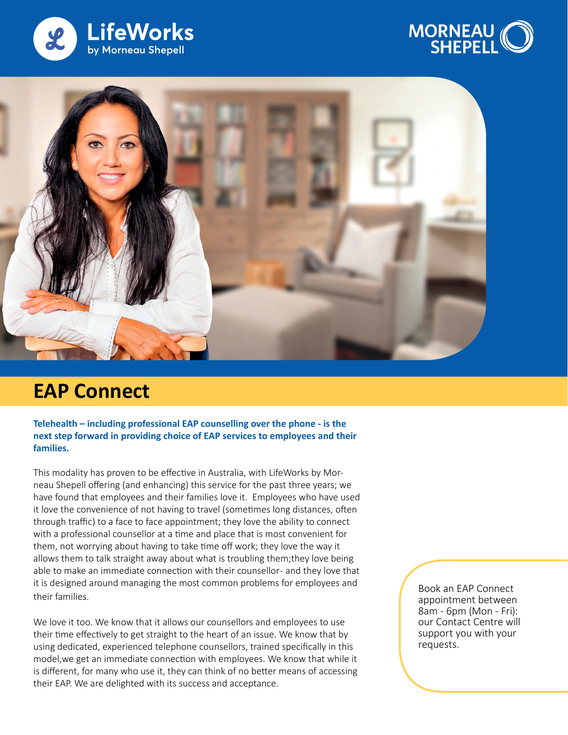LifeWorks by Morneau Shepell

MORNEAU SHEPELL

# EAP Connect

**Telehealth – including professional EAP counselling over the phone - is the next step forward in providing choice of EAP services to employees and their families.**

This modality has proven to be effective in Australia, with LifeWorks by Morneau Shepell offering (and enhancing) this service for the past three years; we have found that employees and their families love it. Employees who have used it love the convenience of not having to travel (sometimes long distances, often through traffic) to a face to face appointment; they love the ability to connect with a professional counsellor at a time and place that is most convenient for them, not worrying about having to take time off work; they love the way it allows them to talk straight away about what is troubling them;they love being able to make an immediate connection with their counsellor- and they love that it is designed around managing the most common problems for employees and their families.

We love it too. We know that it allows our counsellors and employees to use their time effectively to get straight to the heart of an issue. We know that by using dedicated, experienced telephone counsellors, trained specifically in this model,we get an immediate connection with employees. We know that while it is different, for many who use it, they can think of no better means of accessing their EAP. We are delighted with its success and acceptance.

Book an EAP Connect appointment between 8am - 6pm (Mon - Fri): our Contact Centre will support you with your requests.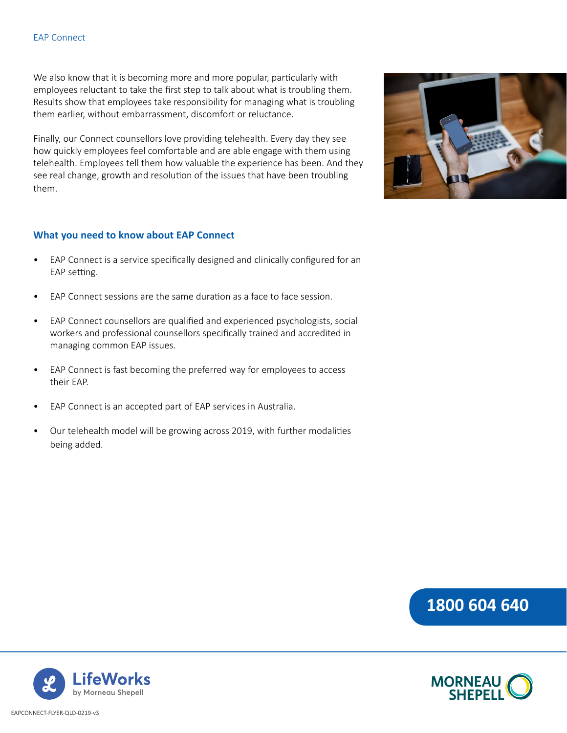We also know that it is becoming more and more popular, particularly with employees reluctant to take the first step to talk about what is troubling them. Results show that employees take responsibility for managing what is troubling them earlier, without embarrassment, discomfort or reluctance.

Finally, our Connect counsellors love providing telehealth. Every day they see how quickly employees feel comfortable and are able engage with them using telehealth. Employees tell them how valuable the experience has been. And they see real change, growth and resolution of the issues that have been troubling them.

## What you need to know about EAP Connect

- EAP Connect is a service specifically designed and clinically configured for an EAP setting.
- EAP Connect sessions are the same duration as a face to face session.
- EAP Connect counsellors are qualified and experienced psychologists, social workers and professional counsellors specifically trained and accredited in managing common EAP issues.
- EAP Connect is fast becoming the preferred way for employees to access their EAP.
- EAP Connect is an accepted part of EAP services in Australia.
- Our telehealth model will be growing across 2019, with further modalities being added.

**1800 604 640**

LifeWorks by Morneau Shepell

MORNEAU SHEPELL

EAPCONNECT-FLYER-QLD-0219-v3